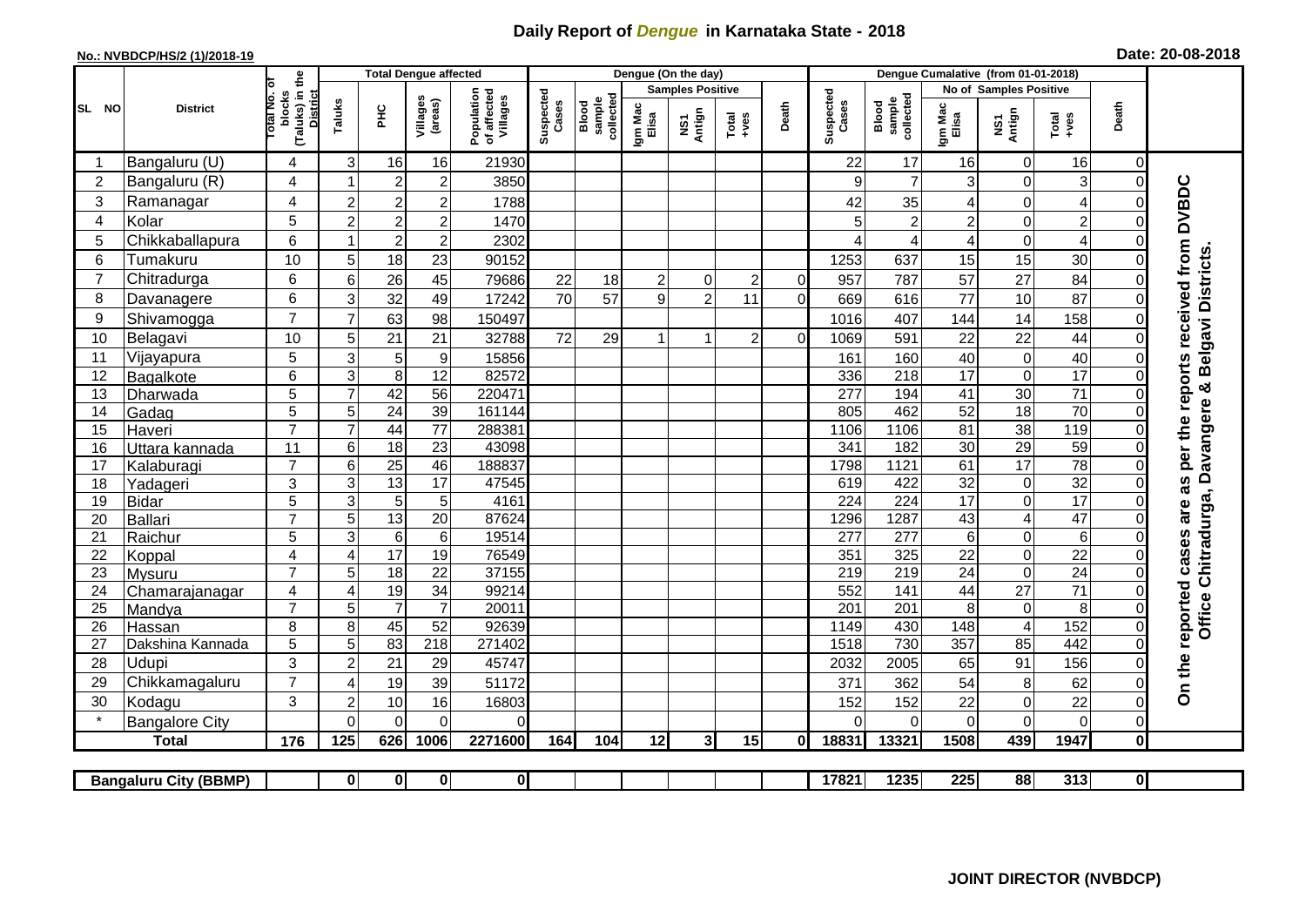# Daily Report of *Dengue* in Karnataka State - 2018

**No.: NVBDCP/HS/2 (1)/2018-19**

**Date: 20-08-2018**

| SL NO | District | Total No. of blocks (Taluks) in the District | Total Dengue affected | | | | Dengue (On the day) | | | | | | | Dengue Cumalative (from 01-01-2018) | | | | | | | |
|---|---|---|---|---|---|---|---|---|---|---|---|---|---|---|---|---|---|---|---|---|
| | | | Taluks | PHC | Villages (areas) | Population of affected Villages | Suspected Cases | Blood sample collected | Samples Positive | | | Death | Suspected Cases | Blood sample collected | No of Samples Positive | | | Death | |
| | | | | | | | | | Igm Mac Elisa | NS1 Antign | Total +ves | | | | Igm Mac Elisa | NS1 Antign | Total +ves | | |
| 1 | Bangaluru (U) | 4 | 3 | 16 | 16 | 21930 | | | | | | | 22 | 17 | 16 | 0 | 16 | 0 | On the reported cases are as per the reports received from DVBDC Office Chitradurga, Davangere & Belgavi Districts. |
| 2 | Bangaluru (R) | 4 | 1 | 2 | 2 | 3850 | | | | | | | 9 | 7 | 3 | 0 | 3 | 0 | |
| 3 | Ramanagar | 4 | 2 | 2 | 2 | 1788 | | | | | | | 42 | 35 | 4 | 0 | 4 | 0 | |
| 4 | Kolar | 5 | 2 | 2 | 2 | 1470 | | | | | | | 5 | 2 | 2 | 0 | 2 | 0 | |
| 5 | Chikkaballapura | 6 | 1 | 2 | 2 | 2302 | | | | | | | 4 | 4 | 4 | 0 | 4 | 0 | |
| 6 | Tumakuru | 10 | 5 | 18 | 23 | 90152 | | | | | | | 1253 | 637 | 15 | 15 | 30 | 0 | |
| 7 | Chitradurga | 6 | 6 | 26 | 45 | 79686 | 22 | 18 | 2 | 0 | 2 | 0 | 957 | 787 | 57 | 27 | 84 | 0 | |
| 8 | Davanagere | 6 | 3 | 32 | 49 | 17242 | 70 | 57 | 9 | 2 | 11 | 0 | 669 | 616 | 77 | 10 | 87 | 0 | |
| 9 | Shivamogga | 7 | 7 | 63 | 98 | 150497 | | | | | | | 1016 | 407 | 144 | 14 | 158 | 0 | |
| 10 | Belagavi | 10 | 5 | 21 | 21 | 32788 | 72 | 29 | 1 | 1 | 2 | 0 | 1069 | 591 | 22 | 22 | 44 | 0 | |
| 11 | Vijayapura | 5 | 3 | 5 | 9 | 15856 | | | | | | | 161 | 160 | 40 | 0 | 40 | 0 | |
| 12 | Bagalkote | 6 | 3 | 8 | 12 | 82572 | | | | | | | 336 | 218 | 17 | 0 | 17 | 0 | |
| 13 | Dharwada | 5 | 7 | 42 | 56 | 220471 | | | | | | | 277 | 194 | 41 | 30 | 71 | 0 | |
| 14 | Gadag | 5 | 5 | 24 | 39 | 161144 | | | | | | | 805 | 462 | 52 | 18 | 70 | 0 | |
| 15 | Haveri | 7 | 7 | 44 | 77 | 288381 | | | | | | | 1106 | 1106 | 81 | 38 | 119 | 0 | |
| 16 | Uttara kannada | 11 | 6 | 18 | 23 | 43098 | | | | | | | 341 | 182 | 30 | 29 | 59 | 0 | |
| 17 | Kalaburagi | 7 | 6 | 25 | 46 | 188837 | | | | | | | 1798 | 1121 | 61 | 17 | 78 | 0 | |
| 18 | Yadageri | 3 | 3 | 13 | 17 | 47545 | | | | | | | 619 | 422 | 32 | 0 | 32 | 0 | |
| 19 | Bidar | 5 | 3 | 5 | 5 | 4161 | | | | | | | 224 | 224 | 17 | 0 | 17 | 0 | |
| 20 | Ballari | 7 | 5 | 13 | 20 | 87624 | | | | | | | 1296 | 1287 | 43 | 4 | 47 | 0 | |
| 21 | Raichur | 5 | 3 | 6 | 6 | 19514 | | | | | | | 277 | 277 | 6 | 0 | 6 | 0 | |
| 22 | Koppal | 4 | 4 | 17 | 19 | 76549 | | | | | | | 351 | 325 | 22 | 0 | 22 | 0 | |
| 23 | Mysuru | 7 | 5 | 18 | 22 | 37155 | | | | | | | 219 | 219 | 24 | 0 | 24 | 0 | |
| 24 | Chamarajanagar | 4 | 4 | 19 | 34 | 99214 | | | | | | | 552 | 141 | 44 | 27 | 71 | 0 | |
| 25 | Mandya | 7 | 5 | 7 | 7 | 20011 | | | | | | | 201 | 201 | 8 | 0 | 8 | 0 | |
| 26 | Hassan | 8 | 8 | 45 | 52 | 92639 | | | | | | | 1149 | 430 | 148 | 4 | 152 | 0 | |
| 27 | Dakshina Kannada | 5 | 5 | 83 | 218 | 271402 | | | | | | | 1518 | 730 | 357 | 85 | 442 | 0 | |
| 28 | Udupi | 3 | 2 | 21 | 29 | 45747 | | | | | | | 2032 | 2005 | 65 | 91 | 156 | 0 | |
| 29 | Chikkamagaluru | 7 | 4 | 19 | 39 | 51172 | | | | | | | 371 | 362 | 54 | 8 | 62 | 0 | |
| 30 | Kodagu | 3 | 2 | 10 | 16 | 16803 | | | | | | | 152 | 152 | 22 | 0 | 22 | 0 | |
| * | Bangalore City | | 0 | 0 | 0 | 0 | | | | | | | 0 | 0 | 0 | 0 | 0 | 0 | |
| | **Total** | **176** | **125** | **626** | **1006** | **2271600** | **164** | **104** | **12** | **3** | **15** | **0** | **18831** | **13321** | **1508** | **439** | **1947** | **0** | |

| Bangaluru City (BBMP) | | 0 | 0 | 0 | 0 | | | | | | | 17821 | 1235 | 225 | 88 | 313 | 0 |
|---|---|---|---|---|---|---|---|---|---|---|---|---|---|---|---|---|---|

**JOINT DIRECTOR (NVBDCP)**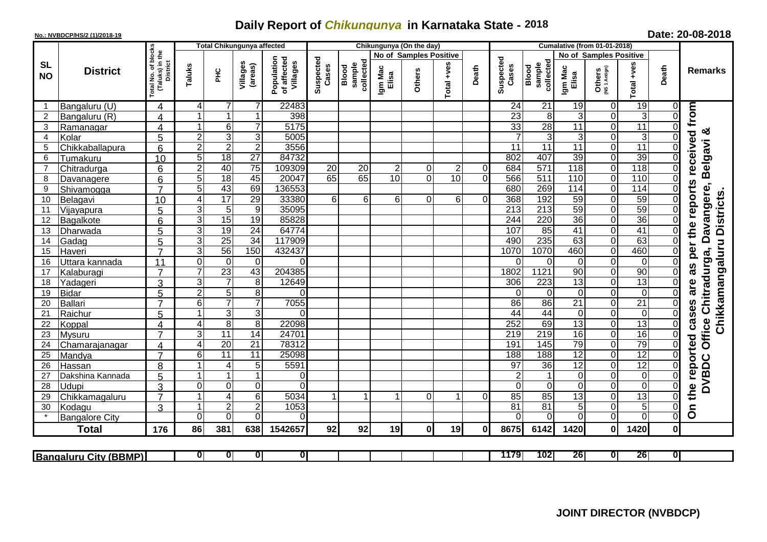# Daily Report of *Chikungunya* in Karnataka State - 2018

**No.: NVBDCP/HS/2 (1)/2018-19**

**Date: 20-08-2018**

| SL NO | District | Total No. of blocks (Taluks) in the District | Total Chikungunya affected | | | | Chikungunya (On the day) | | | | | | | Cumalative (from 01-01-2018) | | | | | | | Remarks |
|---|---|---|---|---|---|---|---|---|---|---|---|---|---|---|---|---|---|---|---|---|---|
| | | | | | | | | | No of Samples Positive | | | | | | | No of Samples Positive | | | | | |
| | | | Taluks | PHC | Villages (areas) | Population of affected Villages | Suspected Cases | Blood sample collected | Igm Mac Elisa | Others | Total +ves | Death | Suspected Cases | Blood sample collected | Igm Mac Elisa | Others (NS 1 Antign) | Total +ves | Death | |
| 1 | Bangaluru (U) | 4 | 4 | 7 | 7 | 22483 | | | | | | | 24 | 21 | 19 | 0 | 19 | 0 | On the reported cases are as per the reports received from DVBDC Office Chitradurga, Davangere, Belgavi & Chikkamangaluru Districts. |
| 2 | Bangaluru (R) | 4 | 1 | 1 | 1 | 398 | | | | | | | 23 | 8 | 3 | 0 | 3 | 0 | |
| 3 | Ramanagar | 4 | 1 | 6 | 7 | 5175 | | | | | | | 33 | 28 | 11 | 0 | 11 | 0 | |
| 4 | Kolar | 5 | 2 | 3 | 3 | 5005 | | | | | | | 7 | 3 | 3 | 0 | 3 | 0 | |
| 5 | Chikkaballapura | 6 | 2 | 2 | 2 | 3556 | | | | | | | 11 | 11 | 11 | 0 | 11 | 0 | |
| 6 | Tumakuru | 10 | 5 | 18 | 27 | 84732 | | | | | | | 802 | 407 | 39 | 0 | 39 | 0 | |
| 7 | Chitradurga | 6 | 2 | 40 | 75 | 109309 | 20 | 20 | 2 | 0 | 2 | 0 | 684 | 571 | 118 | 0 | 118 | 0 | |
| 8 | Davanagere | 6 | 5 | 18 | 45 | 20047 | 65 | 65 | 10 | 0 | 10 | 0 | 566 | 511 | 110 | 0 | 110 | 0 | |
| 9 | Shivamogga | 7 | 5 | 43 | 69 | 136553 | | | | | | | 680 | 269 | 114 | 0 | 114 | 0 | |
| 10 | Belagavi | 10 | 4 | 17 | 29 | 33380 | 6 | 6 | 6 | 0 | 6 | 0 | 368 | 192 | 59 | 0 | 59 | 0 | |
| 11 | Vijayapura | 5 | 3 | 5 | 9 | 35095 | | | | | | | 213 | 213 | 59 | 0 | 59 | 0 | |
| 12 | Bagalkote | 6 | 3 | 15 | 19 | 85828 | | | | | | | 244 | 220 | 36 | 0 | 36 | 0 | |
| 13 | Dharwada | 5 | 3 | 19 | 24 | 64774 | | | | | | | 107 | 85 | 41 | 0 | 41 | 0 | |
| 14 | Gadag | 5 | 3 | 25 | 34 | 117909 | | | | | | | 490 | 235 | 63 | 0 | 63 | 0 | |
| 15 | Haveri | 7 | 3 | 56 | 150 | 432437 | | | | | | | 1070 | 1070 | 460 | 0 | 460 | 0 | |
| 16 | Uttara kannada | 11 | 0 | 0 | 0 | 0 | | | | | | | 0 | 0 | 0 | 0 | 0 | 0 | |
| 17 | Kalaburagi | 7 | 7 | 23 | 43 | 204385 | | | | | | | 1802 | 1121 | 90 | 0 | 90 | 0 | |
| 18 | Yadageri | 3 | 3 | 7 | 8 | 12649 | | | | | | | 306 | 223 | 13 | 0 | 13 | 0 | |
| 19 | Bidar | 5 | 2 | 5 | 8 | 0 | | | | | | | 0 | 0 | 0 | 0 | 0 | 0 | |
| 20 | Ballari | 7 | 6 | 7 | 7 | 7055 | | | | | | | 86 | 86 | 21 | 0 | 21 | 0 | |
| 21 | Raichur | 5 | 1 | 3 | 3 | 0 | | | | | | | 44 | 44 | 0 | 0 | 0 | 0 | |
| 22 | Koppal | 4 | 4 | 8 | 8 | 22098 | | | | | | | 252 | 69 | 13 | 0 | 13 | 0 | |
| 23 | Mysuru | 7 | 3 | 11 | 14 | 24701 | | | | | | | 219 | 219 | 16 | 0 | 16 | 0 | |
| 24 | Chamarajanagar | 4 | 4 | 20 | 21 | 78312 | | | | | | | 191 | 145 | 79 | 0 | 79 | 0 | |
| 25 | Mandya | 7 | 6 | 11 | 11 | 25098 | | | | | | | 188 | 188 | 12 | 0 | 12 | 0 | |
| 26 | Hassan | 8 | 1 | 4 | 5 | 5591 | | | | | | | 97 | 36 | 12 | 0 | 12 | 0 | |
| 27 | Dakshina Kannada | 5 | 1 | 1 | 1 | 0 | | | | | | | 2 | 1 | 0 | 0 | 0 | 0 | |
| 28 | Udupi | 3 | 0 | 0 | 0 | 0 | | | | | | | 0 | 0 | 0 | 0 | 0 | 0 | |
| 29 | Chikkamagaluru | 7 | 1 | 4 | 6 | 5034 | 1 | 1 | 1 | 0 | 1 | 0 | 85 | 85 | 13 | 0 | 13 | 0 | |
| 30 | Kodagu | 3 | 1 | 2 | 2 | 1053 | | | | | | | 81 | 81 | 5 | 0 | 5 | 0 | |
| * | Bangalore City | | 0 | 0 | 0 | 0 | | | | | | | 0 | 0 | 0 | 0 | 0 | 0 | |
| | **Total** | **176** | **86** | **381** | **638** | **1542657** | **92** | **92** | **19** | **0** | **19** | **0** | **8675** | **6142** | **1420** | **0** | **1420** | **0** | |

| | | | | | | | | | | | | | | | | | | | |
|---|---|---|---|---|---|---|---|---|---|---|---|---|---|---|---|---|---|---|---|
| **Bangaluru City (BBMP)** | | 0 | 0 | 0 | 0 | | | | | | | 1179 | 102 | 26 | 0 | 26 | 0 | | |

**JOINT DIRECTOR (NVBDCP)**